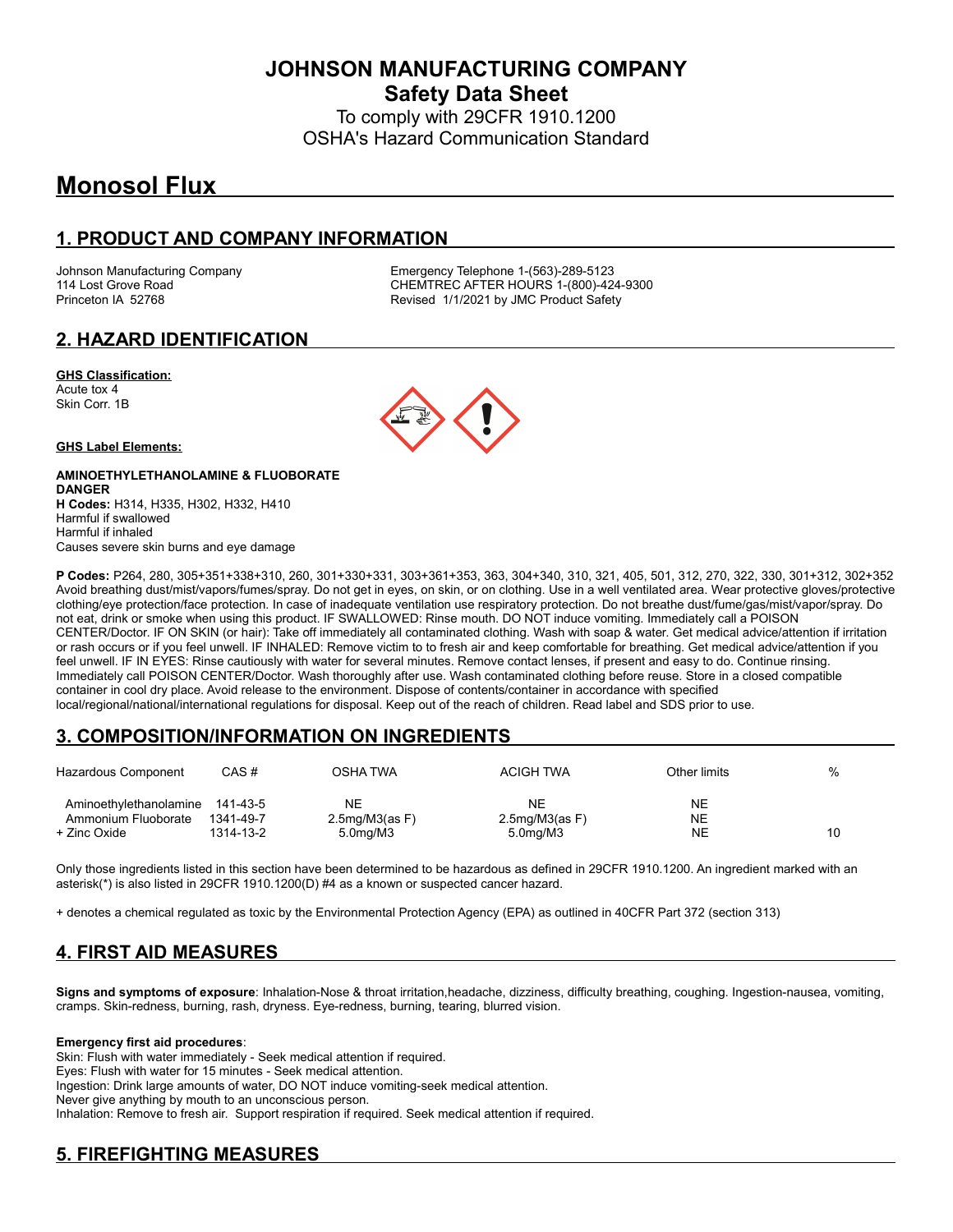# JOHNSON MANUFACTURING COMPANY

## Safety Data Sheet

To comply with 29CFR 1910.1200
OSHA's Hazard Communication Standard

# Monosol Flux

## 1. PRODUCT AND COMPANY INFORMATION

Johnson Manufacturing Company
114 Lost Grove Road
Princeton IA 52768

Emergency Telephone 1-(563)-289-5123
CHEMTREC AFTER HOURS 1-(800)-424-9300
Revised 1/1/2021 by JMC Product Safety

## 2. HAZARD IDENTIFICATION

**GHS Classification:**
Acute tox 4
Skin Corr. 1B

**GHS Label Elements:**

**AMINOETHYLETHANOLAMINE & FLUOBORATE**
**DANGER**
**H Codes:** H314, H335, H302, H332, H410
Harmful if swallowed
Harmful if inhaled
Causes severe skin burns and eye damage

**P Codes:** P264, 280, 305+351+338+310, 260, 301+330+331, 303+361+353, 363, 304+340, 310, 321, 405, 501, 312, 270, 322, 330, 301+312, 302+352
Avoid breathing dust/mist/vapors/fumes/spray. Do not get in eyes, on skin, or on clothing. Use in a well ventilated area. Wear protective gloves/protective clothing/eye protection/face protection. In case of inadequate ventilation use respiratory protection. Do not breathe dust/fume/gas/mist/vapor/spray. Do not eat, drink or smoke when using this product. IF SWALLOWED: Rinse mouth. DO NOT induce vomiting. Immediately call a POISON CENTER/Doctor. IF ON SKIN (or hair): Take off immediately all contaminated clothing. Wash with soap & water. Get medical advice/attention if irritation or rash occurs or if you feel unwell. IF INHALED: Remove victim to to fresh air and keep comfortable for breathing. Get medical advice/attention if you feel unwell. IF IN EYES: Rinse cautiously with water for several minutes. Remove contact lenses, if present and easy to do. Continue rinsing. Immediately call POISON CENTER/Doctor. Wash thoroughly after use. Wash contaminated clothing before reuse. Store in a closed compatible container in cool dry place. Avoid release to the environment. Dispose of contents/container in accordance with specified local/regional/national/international regulations for disposal. Keep out of the reach of children. Read label and SDS prior to use.

## 3. COMPOSITION/INFORMATION ON INGREDIENTS

| Hazardous Component | CAS # | OSHA TWA | ACIGH TWA | Other limits | % |
|---|---|---|---|---|---|
| Aminoethylethanolamine | 141-43-5 | NE | NE | NE | |
| Ammonium Fluoborate | 1341-49-7 | 2.5mg/M3(as F) | 2.5mg/M3(as F) | NE | |
| + Zinc Oxide | 1314-13-2 | 5.0mg/M3 | 5.0mg/M3 | NE | 10 |

Only those ingredients listed in this section have been determined to be hazardous as defined in 29CFR 1910.1200. An ingredient marked with an asterisk(*) is also listed in 29CFR 1910.1200(D) #4 as a known or suspected cancer hazard.

+ denotes a chemical regulated as toxic by the Environmental Protection Agency (EPA) as outlined in 40CFR Part 372 (section 313)

## 4. FIRST AID MEASURES

**Signs and symptoms of exposure**: Inhalation-Nose & throat irritation,headache, dizziness, difficulty breathing, coughing. Ingestion-nausea, vomiting, cramps. Skin-redness, burning, rash, dryness. Eye-redness, burning, tearing, blurred vision.

**Emergency first aid procedures**:
Skin: Flush with water immediately - Seek medical attention if required.
Eyes: Flush with water for 15 minutes - Seek medical attention.
Ingestion: Drink large amounts of water, DO NOT induce vomiting-seek medical attention.
Never give anything by mouth to an unconscious person.
Inhalation: Remove to fresh air. Support respiration if required. Seek medical attention if required.

## 5. FIREFIGHTING MEASURES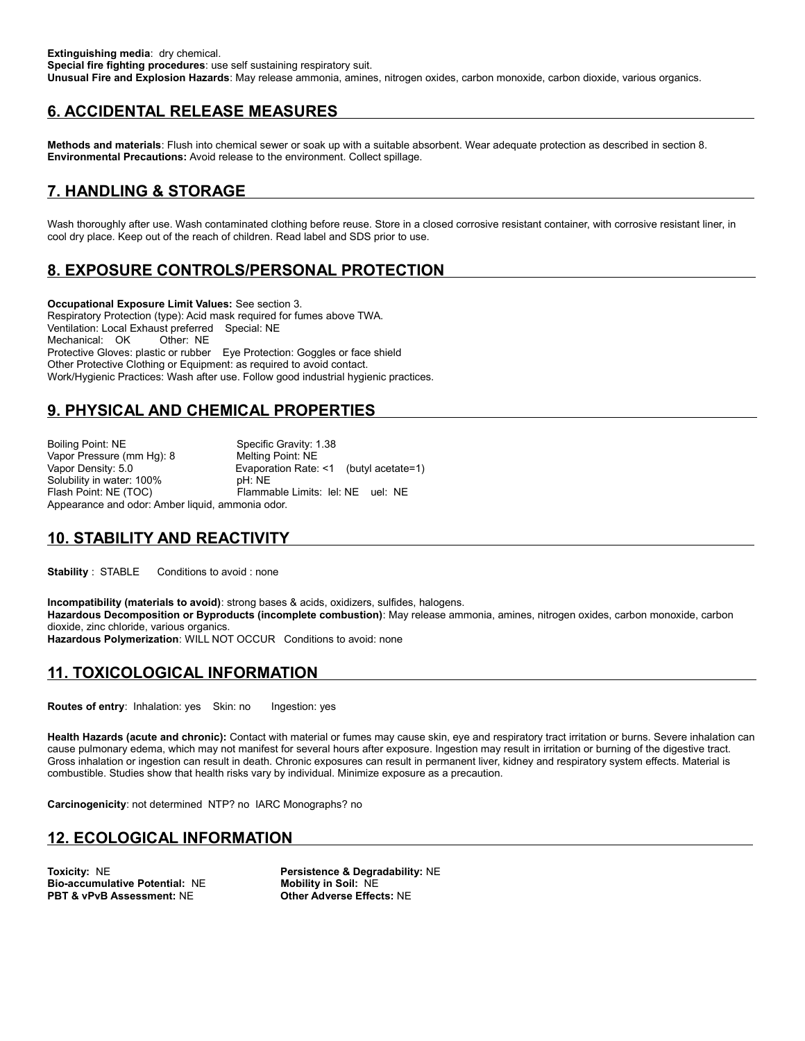**Extinguishing media**: dry chemical.
**Special fire fighting procedures**: use self sustaining respiratory suit.
**Unusual Fire and Explosion Hazards**: May release ammonia, amines, nitrogen oxides, carbon monoxide, carbon dioxide, various organics.

## 6. ACCIDENTAL RELEASE MEASURES

**Methods and materials**: Flush into chemical sewer or soak up with a suitable absorbent. Wear adequate protection as described in section 8.
**Environmental Precautions:** Avoid release to the environment. Collect spillage.

## 7. HANDLING & STORAGE

Wash thoroughly after use. Wash contaminated clothing before reuse. Store in a closed corrosive resistant container, with corrosive resistant liner, in cool dry place. Keep out of the reach of children. Read label and SDS prior to use.

## 8. EXPOSURE CONTROLS/PERSONAL PROTECTION

**Occupational Exposure Limit Values:** See section 3.
Respiratory Protection (type): Acid mask required for fumes above TWA.
Ventilation: Local Exhaust preferred  Special: NE
Mechanical: OK  Other: NE
Protective Gloves: plastic or rubber  Eye Protection: Goggles or face shield
Other Protective Clothing or Equipment: as required to avoid contact.
Work/Hygienic Practices: Wash after use. Follow good industrial hygienic practices.

## 9. PHYSICAL AND CHEMICAL PROPERTIES

Boiling Point: NE
Specific Gravity: 1.38
Vapor Pressure (mm Hg): 8
Melting Point: NE
Vapor Density: 5.0
Evaporation Rate: <1 (butyl acetate=1)
Solubility in water: 100%
pH: NE
Flash Point: NE (TOC)
Flammable Limits: lel: NE uel: NE
Appearance and odor: Amber liquid, ammonia odor.

## 10. STABILITY AND REACTIVITY

**Stability** : STABLE  Conditions to avoid : none

**Incompatibility (materials to avoid)**: strong bases & acids, oxidizers, sulfides, halogens.
**Hazardous Decomposition or Byproducts (incomplete combustion)**: May release ammonia, amines, nitrogen oxides, carbon monoxide, carbon dioxide, zinc chloride, various organics.
**Hazardous Polymerization**: WILL NOT OCCUR  Conditions to avoid: none

## 11. TOXICOLOGICAL INFORMATION

**Routes of entry**: Inhalation: yes  Skin: no  Ingestion: yes

**Health Hazards (acute and chronic):** Contact with material or fumes may cause skin, eye and respiratory tract irritation or burns. Severe inhalation can cause pulmonary edema, which may not manifest for several hours after exposure. Ingestion may result in irritation or burning of the digestive tract. Gross inhalation or ingestion can result in death. Chronic exposures can result in permanent liver, kidney and respiratory system effects. Material is combustible. Studies show that health risks vary by individual. Minimize exposure as a precaution.

**Carcinogenicity**: not determined  NTP? no  IARC Monographs? no

## 12. ECOLOGICAL INFORMATION

**Toxicity:** NE
**Persistence & Degradability:** NE
**Bio-accumulative Potential:** NE
**Mobility in Soil:** NE
**PBT & vPvB Assessment:** NE
**Other Adverse Effects:** NE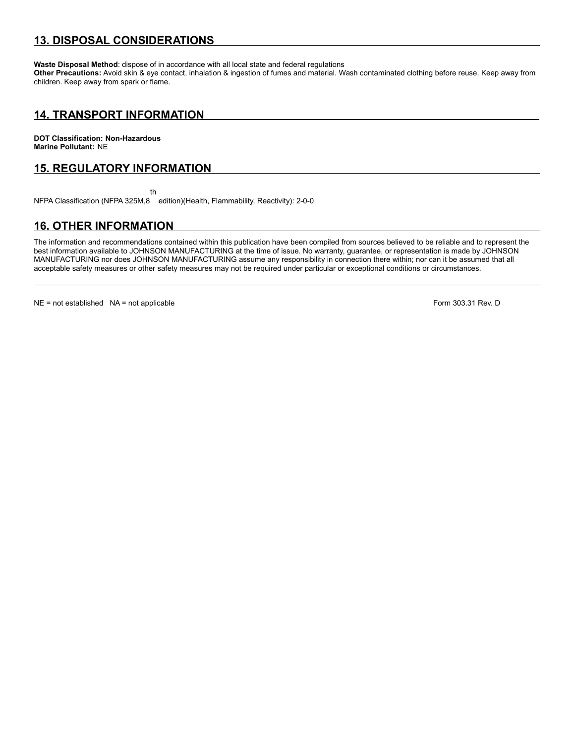## 13. DISPOSAL CONSIDERATIONS

**Waste Disposal Method**: dispose of in accordance with all local state and federal regulations
**Other Precautions:** Avoid skin & eye contact, inhalation & ingestion of fumes and material. Wash contaminated clothing before reuse. Keep away from children. Keep away from spark or flame.

## 14. TRANSPORT INFORMATION

**DOT Classification: Non-Hazardous**
**Marine Pollutant:** NE

## 15. REGULATORY INFORMATION

NFPA Classification (NFPA 325M,8th edition)(Health, Flammability, Reactivity): 2-0-0

## 16. OTHER INFORMATION

The information and recommendations contained within this publication have been compiled from sources believed to be reliable and to represent the best information available to JOHNSON MANUFACTURING at the time of issue. No warranty, guarantee, or representation is made by JOHNSON MANUFACTURING nor does JOHNSON MANUFACTURING assume any responsibility in connection there within; nor can it be assumed that all acceptable safety measures or other safety measures may not be required under particular or exceptional conditions or circumstances.

---

NE = not established NA = not applicable

Form 303.31 Rev. D